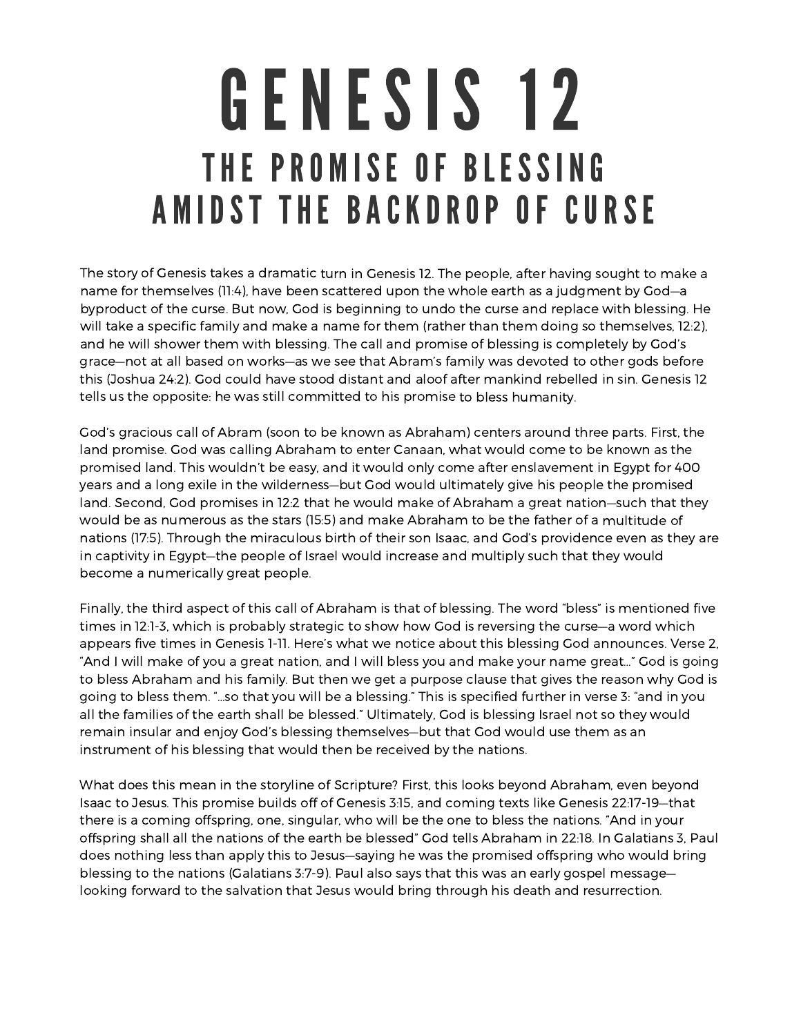# GENESIS 12

## THE PROMISE OF BLESSING AMIDST THE BACKDROP OF CURSE

The story of Genesis takes a dramatic turn in Genesis 12. The people, after having sought to make a name for themselves (11:4), have been scattered upon the whole earth as a judgment by God—a byproduct of the curse. But now, God is beginning to undo the curse and replace with blessing. He will take a specific family and make a name for them (rather than them doing so themselves, 12:2), and he will shower them with blessing. The call and promise of blessing is completely by God's grace—not at all based on works—as we see that Abram's family was devoted to other gods before this (Joshua 24:2). God could have stood distant and aloof after mankind rebelled in sin. Genesis 12 tells us the opposite: he was still committed to his promise to bless humanity.

God's gracious call of Abram (soon to be known as Abraham) centers around three parts. First, the land promise. God was calling Abraham to enter Canaan, what would come to be known as the promised land. This wouldn't be easy, and it would only come after enslavement in Egypt for 400 years and a long exile in the wilderness—but God would ultimately give his people the promised land. Second, God promises in 12:2 that he would make of Abraham a great nation—such that they would be as numerous as the stars (15:5) and make Abraham to be the father of a multitude of nations (17:5). Through the miraculous birth of their son Isaac, and God's providence even as they are in captivity in Egypt—the people of Israel would increase and multiply such that they would become a numerically great people.

Finally, the third aspect of this call of Abraham is that of blessing. The word "bless" is mentioned five times in 12:1-3, which is probably strategic to show how God is reversing the curse—a word which appears five times in Genesis 1-11. Here's what we notice about this blessing God announces. Verse 2, "And I will make of you a great nation, and I will bless you and make your name great..." God is going to bless Abraham and his family. But then we get a purpose clause that gives the reason why God is going to bless them. "...so that you will be a blessing." This is specified further in verse 3: "and in you all the families of the earth shall be blessed." Ultimately, God is blessing Israel not so they would remain insular and enjoy God's blessing themselves—but that God would use them as an instrument of his blessing that would then be received by the nations.

What does this mean in the storyline of Scripture? First, this looks beyond Abraham, even beyond Isaac to Jesus. This promise builds off of Genesis 3:15, and coming texts like Genesis 22:17-19—that there is a coming offspring, one, singular, who will be the one to bless the nations. "And in your offspring shall all the nations of the earth be blessed" God tells Abraham in 22:18. In Galatians 3, Paul does nothing less than apply this to Jesus—saying he was the promised offspring who would bring blessing to the nations (Galatians 3:7-9). Paul also says that this was an early gospel message—looking forward to the salvation that Jesus would bring through his death and resurrection.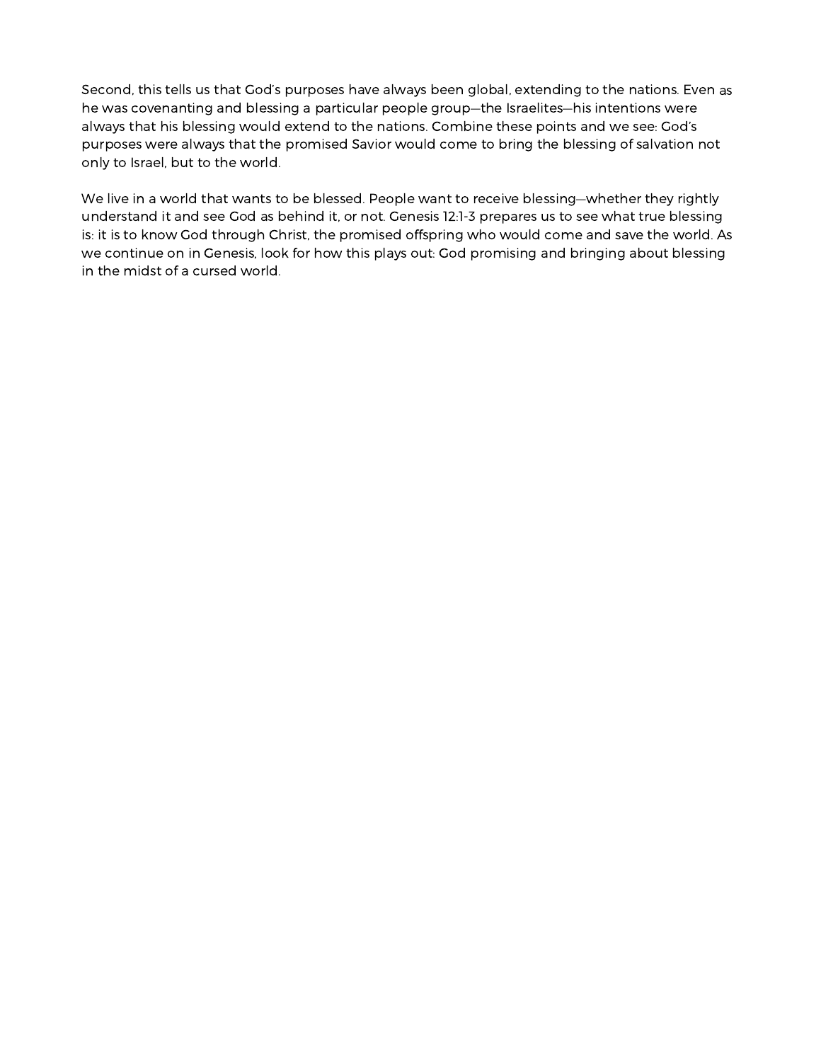Second, this tells us that God's purposes have always been global, extending to the nations. Even as he was covenanting and blessing a particular people group—the Israelites—his intentions were always that his blessing would extend to the nations. Combine these points and we see: God's purposes were always that the promised Savior would come to bring the blessing of salvation not only to Israel, but to the world.

We live in a world that wants to be blessed. People want to receive blessing—whether they rightly understand it and see God as behind it, or not. Genesis 12:1-3 prepares us to see what true blessing is: it is to know God through Christ, the promised offspring who would come and save the world. As we continue on in Genesis, look for how this plays out: God promising and bringing about blessing in the midst of a cursed world.